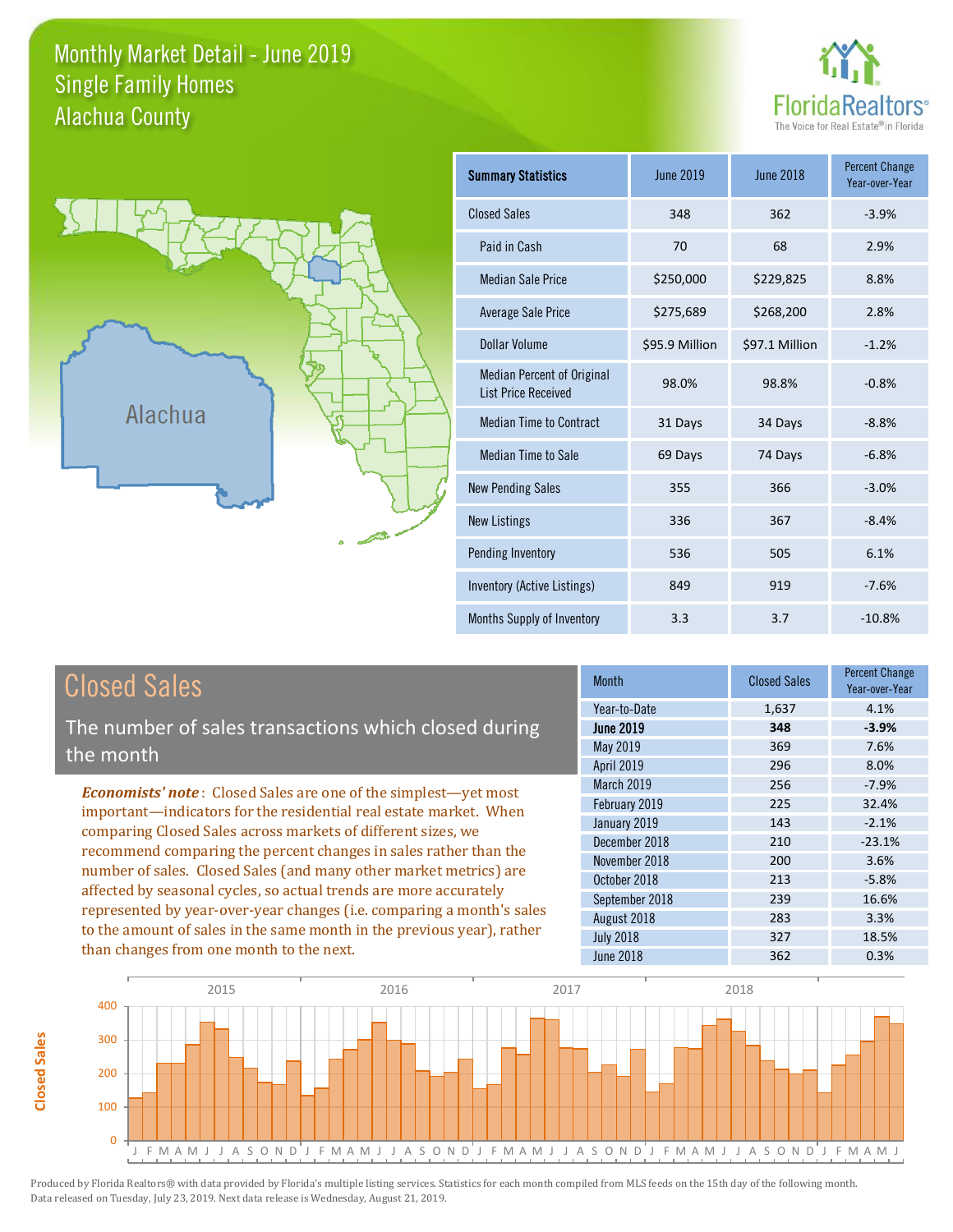# Monthly Market Detail - June 2019
## Single Family Homes
## Alachua County

FloridaRealtors®
The Voice for Real Estate® in Florida

Alachua

| Summary Statistics | June 2019 | June 2018 | Percent Change Year-over-Year |
|---|---|---|---|
| Closed Sales | 348 | 362 | -3.9% |
| Paid in Cash | 70 | 68 | 2.9% |
| Median Sale Price | $250,000 | $229,825 | 8.8% |
| Average Sale Price | $275,689 | $268,200 | 2.8% |
| Dollar Volume | $95.9 Million | $97.1 Million | -1.2% |
| Median Percent of Original List Price Received | 98.0% | 98.8% | -0.8% |
| Median Time to Contract | 31 Days | 34 Days | -8.8% |
| Median Time to Sale | 69 Days | 74 Days | -6.8% |
| New Pending Sales | 355 | 366 | -3.0% |
| New Listings | 336 | 367 | -8.4% |
| Pending Inventory | 536 | 505 | 6.1% |
| Inventory (Active Listings) | 849 | 919 | -7.6% |
| Months Supply of Inventory | 3.3 | 3.7 | -10.8% |

## Closed Sales

The number of sales transactions which closed during the month

*Economists' note*: Closed Sales are one of the simplest—yet most important—indicators for the residential real estate market. When comparing Closed Sales across markets of different sizes, we recommend comparing the percent changes in sales rather than the number of sales. Closed Sales (and many other market metrics) are affected by seasonal cycles, so actual trends are more accurately represented by year-over-year changes (i.e. comparing a month's sales to the amount of sales in the same month in the previous year), rather than changes from one month to the next.

| Month | Closed Sales | Percent Change Year-over-Year |
|---|---|---|
| Year-to-Date | 1,637 | 4.1% |
| **June 2019** | **348** | **-3.9%** |
| May 2019 | 369 | 7.6% |
| April 2019 | 296 | 8.0% |
| March 2019 | 256 | -7.9% |
| February 2019 | 225 | 32.4% |
| January 2019 | 143 | -2.1% |
| December 2018 | 210 | -23.1% |
| November 2018 | 200 | 3.6% |
| October 2018 | 213 | -5.8% |
| September 2018 | 239 | 16.6% |
| August 2018 | 283 | 3.3% |
| July 2018 | 327 | 18.5% |
| June 2018 | 362 | 0.3% |

Produced by Florida Realtors® with data provided by Florida's multiple listing services. Statistics for each month compiled from MLS feeds on the 15th day of the following month. Data released on Tuesday, July 23, 2019. Next data release is Wednesday, August 21, 2019.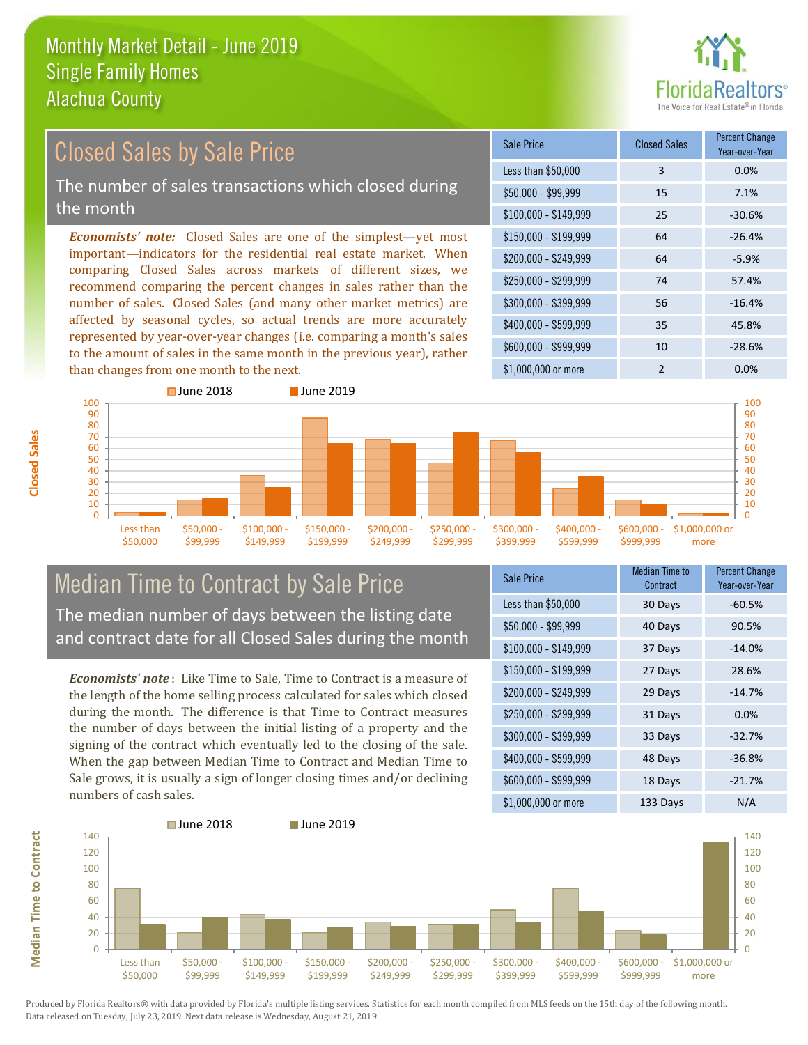# Monthly Market Detail - June 2019
## Single Family Homes
## Alachua County

## Closed Sales by Sale Price

The number of sales transactions which closed during the month

***Economists' note:*** Closed Sales are one of the simplest—yet most important—indicators for the residential real estate market. When comparing Closed Sales across markets of different sizes, we recommend comparing the percent changes in sales rather than the number of sales. Closed Sales (and many other market metrics) are affected by seasonal cycles, so actual trends are more accurately represented by year-over-year changes (i.e. comparing a month's sales to the amount of sales in the same month in the previous year), rather than changes from one month to the next.

| Sale Price | Closed Sales | Percent Change Year-over-Year |
|---|---|---|
| Less than $50,000 | 3 | 0.0% |
| $50,000 - $99,999 | 15 | 7.1% |
| $100,000 - $149,999 | 25 | -30.6% |
| $150,000 - $199,999 | 64 | -26.4% |
| $200,000 - $249,999 | 64 | -5.9% |
| $250,000 - $299,999 | 74 | 57.4% |
| $300,000 - $399,999 | 56 | -16.4% |
| $400,000 - $599,999 | 35 | 45.8% |
| $600,000 - $999,999 | 10 | -28.6% |
| $1,000,000 or more | 2 | 0.0% |

## Median Time to Contract by Sale Price

The median number of days between the listing date and contract date for all Closed Sales during the month

***Economists' note*** : Like Time to Sale, Time to Contract is a measure of the length of the home selling process calculated for sales which closed during the month. The difference is that Time to Contract measures the number of days between the initial listing of a property and the signing of the contract which eventually led to the closing of the sale. When the gap between Median Time to Contract and Median Time to Sale grows, it is usually a sign of longer closing times and/or declining numbers of cash sales.

| Sale Price | Median Time to Contract | Percent Change Year-over-Year |
|---|---|---|
| Less than $50,000 | 30 Days | -60.5% |
| $50,000 - $99,999 | 40 Days | 90.5% |
| $100,000 - $149,999 | 37 Days | -14.0% |
| $150,000 - $199,999 | 27 Days | 28.6% |
| $200,000 - $249,999 | 29 Days | -14.7% |
| $250,000 - $299,999 | 31 Days | 0.0% |
| $300,000 - $399,999 | 33 Days | -32.7% |
| $400,000 - $599,999 | 48 Days | -36.8% |
| $600,000 - $999,999 | 18 Days | -21.7% |
| $1,000,000 or more | 133 Days | N/A |

Produced by Florida Realtors® with data provided by Florida's multiple listing services. Statistics for each month compiled from MLS feeds on the 15th day of the following month. Data released on Tuesday, July 23, 2019. Next data release is Wednesday, August 21, 2019.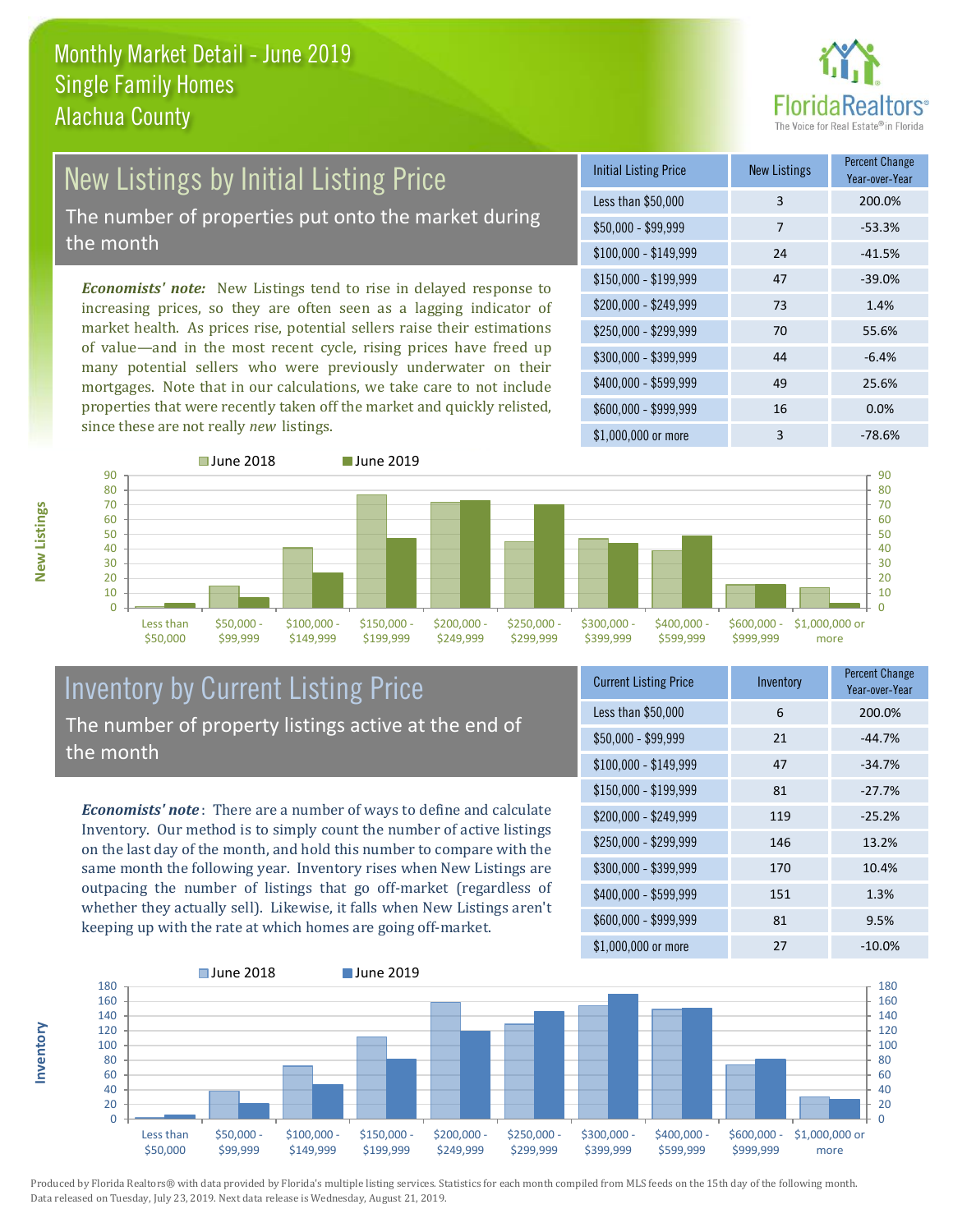# Monthly Market Detail - June 2019
## Single Family Homes
## Alachua County

## New Listings by Initial Listing Price

The number of properties put onto the market during the month

***Economists' note:*** New Listings tend to rise in delayed response to increasing prices, so they are often seen as a lagging indicator of market health. As prices rise, potential sellers raise their estimations of value—and in the most recent cycle, rising prices have freed up many potential sellers who were previously underwater on their mortgages. Note that in our calculations, we take care to not include properties that were recently taken off the market and quickly relisted, since these are not really *new* listings.

| Initial Listing Price | New Listings | Percent Change Year-over-Year |
|---|---|---|
| Less than $50,000 | 3 | 200.0% |
| $50,000 - $99,999 | 7 | -53.3% |
| $100,000 - $149,999 | 24 | -41.5% |
| $150,000 - $199,999 | 47 | -39.0% |
| $200,000 - $249,999 | 73 | 1.4% |
| $250,000 - $299,999 | 70 | 55.6% |
| $300,000 - $399,999 | 44 | -6.4% |
| $400,000 - $599,999 | 49 | 25.6% |
| $600,000 - $999,999 | 16 | 0.0% |
| $1,000,000 or more | 3 | -78.6% |

## Inventory by Current Listing Price

The number of property listings active at the end of the month

***Economists' note***: There are a number of ways to define and calculate Inventory. Our method is to simply count the number of active listings on the last day of the month, and hold this number to compare with the same month the following year. Inventory rises when New Listings are outpacing the number of listings that go off-market (regardless of whether they actually sell). Likewise, it falls when New Listings aren't keeping up with the rate at which homes are going off-market.

| Current Listing Price | Inventory | Percent Change Year-over-Year |
|---|---|---|
| Less than $50,000 | 6 | 200.0% |
| $50,000 - $99,999 | 21 | -44.7% |
| $100,000 - $149,999 | 47 | -34.7% |
| $150,000 - $199,999 | 81 | -27.7% |
| $200,000 - $249,999 | 119 | -25.2% |
| $250,000 - $299,999 | 146 | 13.2% |
| $300,000 - $399,999 | 170 | 10.4% |
| $400,000 - $599,999 | 151 | 1.3% |
| $600,000 - $999,999 | 81 | 9.5% |
| $1,000,000 or more | 27 | -10.0% |

Produced by Florida Realtors® with data provided by Florida's multiple listing services. Statistics for each month compiled from MLS feeds on the 15th day of the following month. Data released on Tuesday, July 23, 2019. Next data release is Wednesday, August 21, 2019.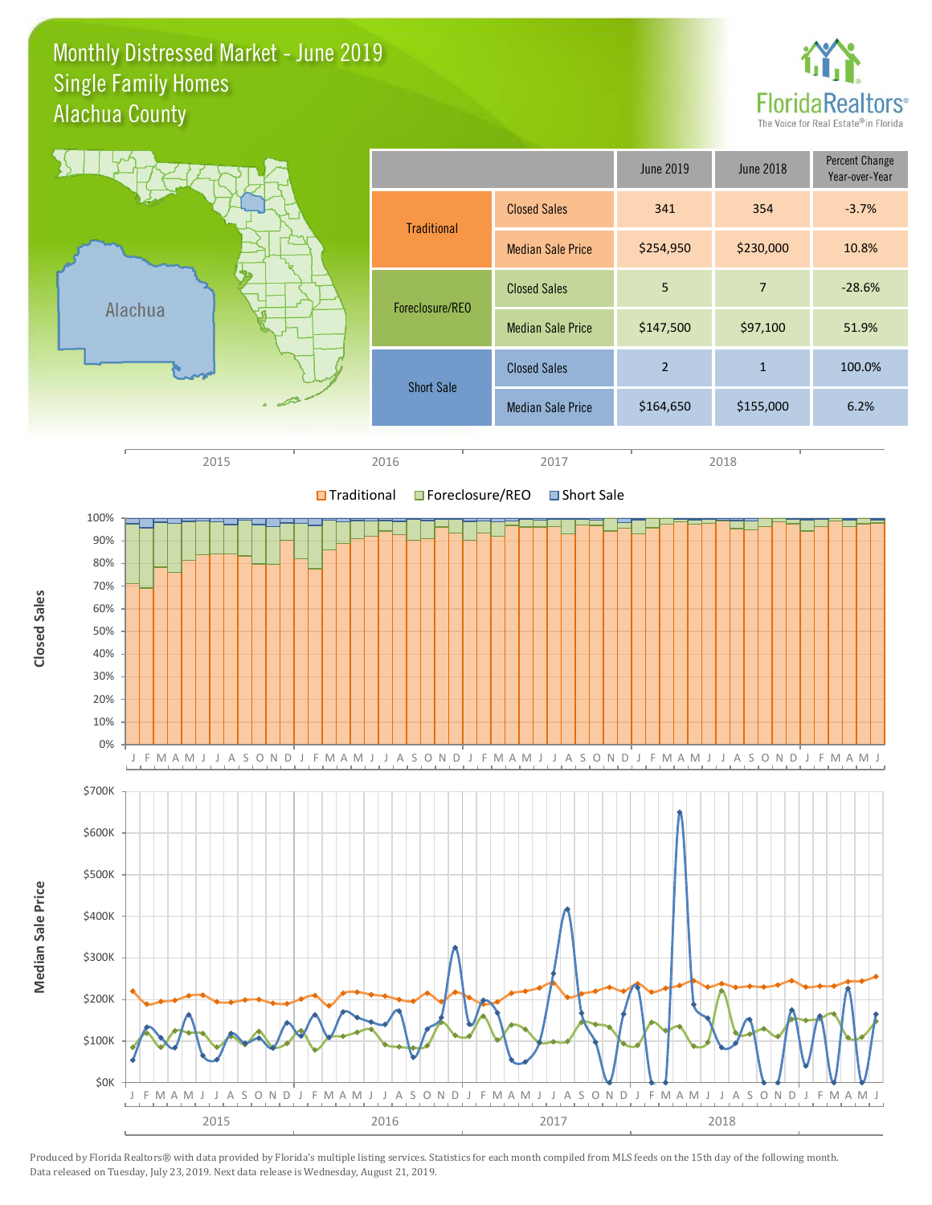# Monthly Distressed Market - June 2019
## Single Family Homes
## Alachua County

| | | June 2019 | June 2018 | Percent Change Year-over-Year |
|---|---|---|---|---|
| Traditional | Closed Sales | 341 | 354 | -3.7% |
| | Median Sale Price | $254,950 | $230,000 | 10.8% |
| Foreclosure/REO | Closed Sales | 5 | 7 | -28.6% |
| | Median Sale Price | $147,500 | $97,100 | 51.9% |
| Short Sale | Closed Sales | 2 | 1 | 100.0% |
| | Median Sale Price | $164,650 | $155,000 | 6.2% |

Produced by Florida Realtors® with data provided by Florida's multiple listing services. Statistics for each month compiled from MLS feeds on the 15th day of the following month. Data released on Tuesday, July 23, 2019. Next data release is Wednesday, August 21, 2019.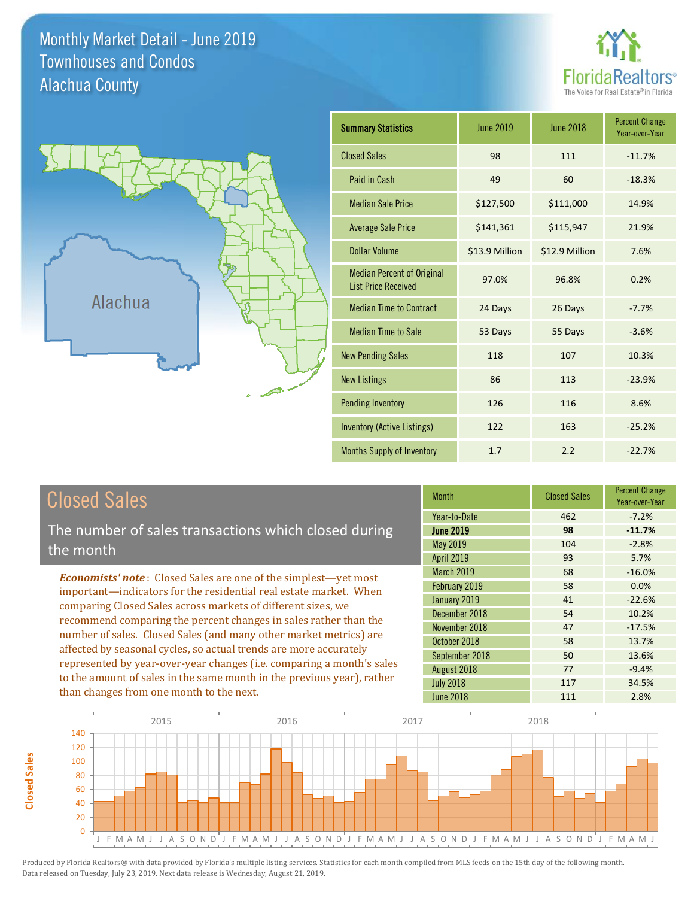# Monthly Market Detail - June 2019
## Townhouses and Condos
## Alachua County

FloridaRealtors® The Voice for Real Estate® in Florida

Alachua

| Summary Statistics | June 2019 | June 2018 | Percent Change Year-over-Year |
|---|---|---|---|
| Closed Sales | 98 | 111 | -11.7% |
| Paid in Cash | 49 | 60 | -18.3% |
| Median Sale Price | $127,500 | $111,000 | 14.9% |
| Average Sale Price | $141,361 | $115,947 | 21.9% |
| Dollar Volume | $13.9 Million | $12.9 Million | 7.6% |
| Median Percent of Original List Price Received | 97.0% | 96.8% | 0.2% |
| Median Time to Contract | 24 Days | 26 Days | -7.7% |
| Median Time to Sale | 53 Days | 55 Days | -3.6% |
| New Pending Sales | 118 | 107 | 10.3% |
| New Listings | 86 | 113 | -23.9% |
| Pending Inventory | 126 | 116 | 8.6% |
| Inventory (Active Listings) | 122 | 163 | -25.2% |
| Months Supply of Inventory | 1.7 | 2.2 | -22.7% |

## Closed Sales

The number of sales transactions which closed during the month

***Economists' note***: Closed Sales are one of the simplest—yet most important—indicators for the residential real estate market. When comparing Closed Sales across markets of different sizes, we recommend comparing the percent changes in sales rather than the number of sales. Closed Sales (and many other market metrics) are affected by seasonal cycles, so actual trends are more accurately represented by year-over-year changes (i.e. comparing a month's sales to the amount of sales in the same month in the previous year), rather than changes from one month to the next.

| Month | Closed Sales | Percent Change Year-over-Year |
|---|---|---|
| Year-to-Date | 462 | -7.2% |
| **June 2019** | **98** | **-11.7%** |
| May 2019 | 104 | -2.8% |
| April 2019 | 93 | 5.7% |
| March 2019 | 68 | -16.0% |
| February 2019 | 58 | 0.0% |
| January 2019 | 41 | -22.6% |
| December 2018 | 54 | 10.2% |
| November 2018 | 47 | -17.5% |
| October 2018 | 58 | 13.7% |
| September 2018 | 50 | 13.6% |
| August 2018 | 77 | -9.4% |
| July 2018 | 117 | 34.5% |
| June 2018 | 111 | 2.8% |

Produced by Florida Realtors® with data provided by Florida's multiple listing services. Statistics for each month compiled from MLS feeds on the 15th day of the following month. Data released on Tuesday, July 23, 2019. Next data release is Wednesday, August 21, 2019.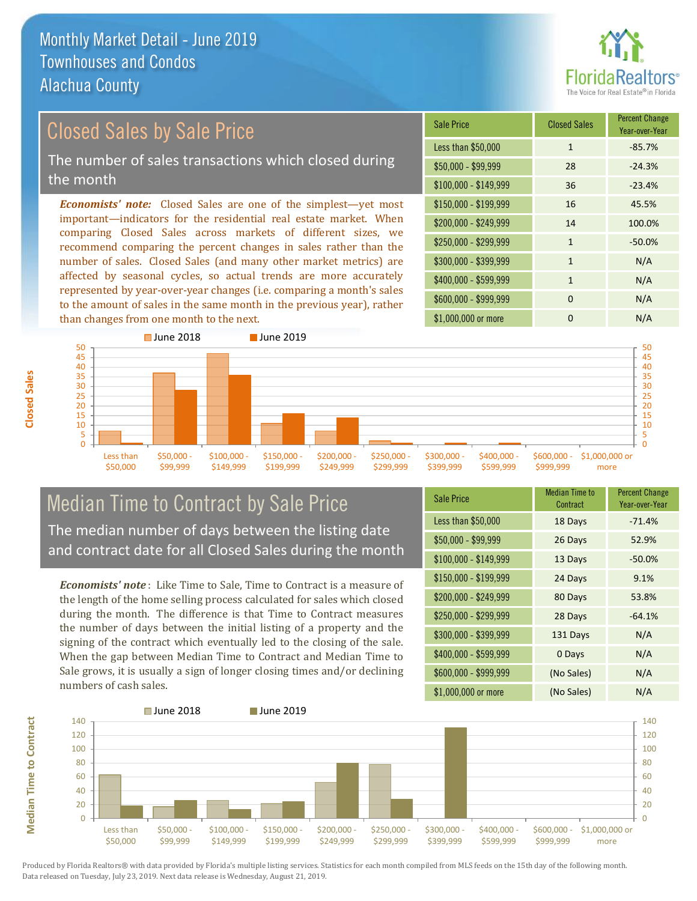# Monthly Market Detail - June 2019
## Townhouses and Condos
## Alachua County

## Closed Sales by Sale Price

The number of sales transactions which closed during the month

*Economists' note:* Closed Sales are one of the simplest—yet most important—indicators for the residential real estate market. When comparing Closed Sales across markets of different sizes, we recommend comparing the percent changes in sales rather than the number of sales. Closed Sales (and many other market metrics) are affected by seasonal cycles, so actual trends are more accurately represented by year-over-year changes (i.e. comparing a month's sales to the amount of sales in the same month in the previous year), rather than changes from one month to the next.

| Sale Price | Closed Sales | Percent Change Year-over-Year |
|---|---|---|
| Less than $50,000 | 1 | -85.7% |
| $50,000 - $99,999 | 28 | -24.3% |
| $100,000 - $149,999 | 36 | -23.4% |
| $150,000 - $199,999 | 16 | 45.5% |
| $200,000 - $249,999 | 14 | 100.0% |
| $250,000 - $299,999 | 1 | -50.0% |
| $300,000 - $399,999 | 1 | N/A |
| $400,000 - $599,999 | 1 | N/A |
| $600,000 - $999,999 | 0 | N/A |
| $1,000,000 or more | 0 | N/A |

## Median Time to Contract by Sale Price

The median number of days between the listing date and contract date for all Closed Sales during the month

*Economists' note*: Like Time to Sale, Time to Contract is a measure of the length of the home selling process calculated for sales which closed during the month. The difference is that Time to Contract measures the number of days between the initial listing of a property and the signing of the contract which eventually led to the closing of the sale. When the gap between Median Time to Contract and Median Time to Sale grows, it is usually a sign of longer closing times and/or declining numbers of cash sales.

| Sale Price | Median Time to Contract | Percent Change Year-over-Year |
|---|---|---|
| Less than $50,000 | 18 Days | -71.4% |
| $50,000 - $99,999 | 26 Days | 52.9% |
| $100,000 - $149,999 | 13 Days | -50.0% |
| $150,000 - $199,999 | 24 Days | 9.1% |
| $200,000 - $249,999 | 80 Days | 53.8% |
| $250,000 - $299,999 | 28 Days | -64.1% |
| $300,000 - $399,999 | 131 Days | N/A |
| $400,000 - $599,999 | 0 Days | N/A |
| $600,000 - $999,999 | (No Sales) | N/A |
| $1,000,000 or more | (No Sales) | N/A |

Produced by Florida Realtors® with data provided by Florida's multiple listing services. Statistics for each month compiled from MLS feeds on the 15th day of the following month. Data released on Tuesday, July 23, 2019. Next data release is Wednesday, August 21, 2019.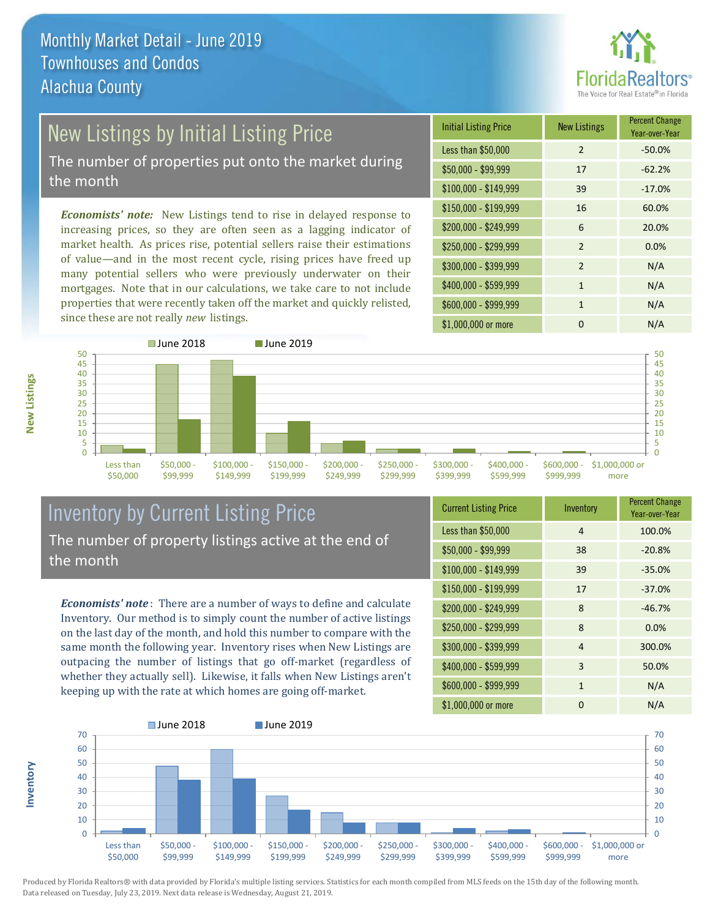# Monthly Market Detail - June 2019
## Townhouses and Condos
## Alachua County

FloridaRealtors® The Voice for Real Estate® in Florida

## New Listings by Initial Listing Price

The number of properties put onto the market during the month

***Economists' note:*** New Listings tend to rise in delayed response to increasing prices, so they are often seen as a lagging indicator of market health. As prices rise, potential sellers raise their estimations of value—and in the most recent cycle, rising prices have freed up many potential sellers who were previously underwater on their mortgages. Note that in our calculations, we take care to not include properties that were recently taken off the market and quickly relisted, since these are not really *new* listings.

| Initial Listing Price | New Listings | Percent Change Year-over-Year |
|---|---|---|
| Less than $50,000 | 2 | -50.0% |
| $50,000 - $99,999 | 17 | -62.2% |
| $100,000 - $149,999 | 39 | -17.0% |
| $150,000 - $199,999 | 16 | 60.0% |
| $200,000 - $249,999 | 6 | 20.0% |
| $250,000 - $299,999 | 2 | 0.0% |
| $300,000 - $399,999 | 2 | N/A |
| $400,000 - $599,999 | 1 | N/A |
| $600,000 - $999,999 | 1 | N/A |
| $1,000,000 or more | 0 | N/A |

## Inventory by Current Listing Price

The number of property listings active at the end of the month

***Economists' note*:** There are a number of ways to define and calculate Inventory. Our method is to simply count the number of active listings on the last day of the month, and hold this number to compare with the same month the following year. Inventory rises when New Listings are outpacing the number of listings that go off-market (regardless of whether they actually sell). Likewise, it falls when New Listings aren't keeping up with the rate at which homes are going off-market.

| Current Listing Price | Inventory | Percent Change Year-over-Year |
|---|---|---|
| Less than $50,000 | 4 | 100.0% |
| $50,000 - $99,999 | 38 | -20.8% |
| $100,000 - $149,999 | 39 | -35.0% |
| $150,000 - $199,999 | 17 | -37.0% |
| $200,000 - $249,999 | 8 | -46.7% |
| $250,000 - $299,999 | 8 | 0.0% |
| $300,000 - $399,999 | 4 | 300.0% |
| $400,000 - $599,999 | 3 | 50.0% |
| $600,000 - $999,999 | 1 | N/A |
| $1,000,000 or more | 0 | N/A |

Produced by Florida Realtors® with data provided by Florida's multiple listing services. Statistics for each month compiled from MLS feeds on the 15th day of the following month. Data released on Tuesday, July 23, 2019. Next data release is Wednesday, August 21, 2019.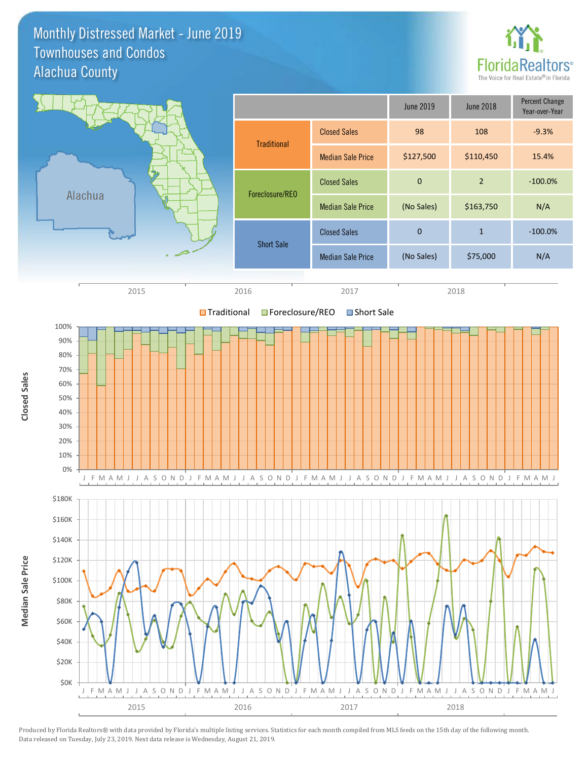# Monthly Distressed Market - June 2019
## Townhouses and Condos
## Alachua County

FloridaRealtors® The Voice for Real Estate® in Florida

| | | June 2019 | June 2018 | Percent Change Year-over-Year |
|---|---|---|---|---|
| Traditional | Closed Sales | 98 | 108 | -9.3% |
| | Median Sale Price | $127,500 | $110,450 | 15.4% |
| Foreclosure/REO | Closed Sales | 0 | 2 | -100.0% |
| | Median Sale Price | (No Sales) | $163,750 | N/A |
| Short Sale | Closed Sales | 0 | 1 | -100.0% |
| | Median Sale Price | (No Sales) | $75,000 | N/A |

Traditional | Foreclosure/REO | Short Sale

Closed Sales

Median Sale Price

Produced by Florida Realtors® with data provided by Florida's multiple listing services. Statistics for each month compiled from MLS feeds on the 15th day of the following month. Data released on Tuesday, July 23, 2019. Next data release is Wednesday, August 21, 2019.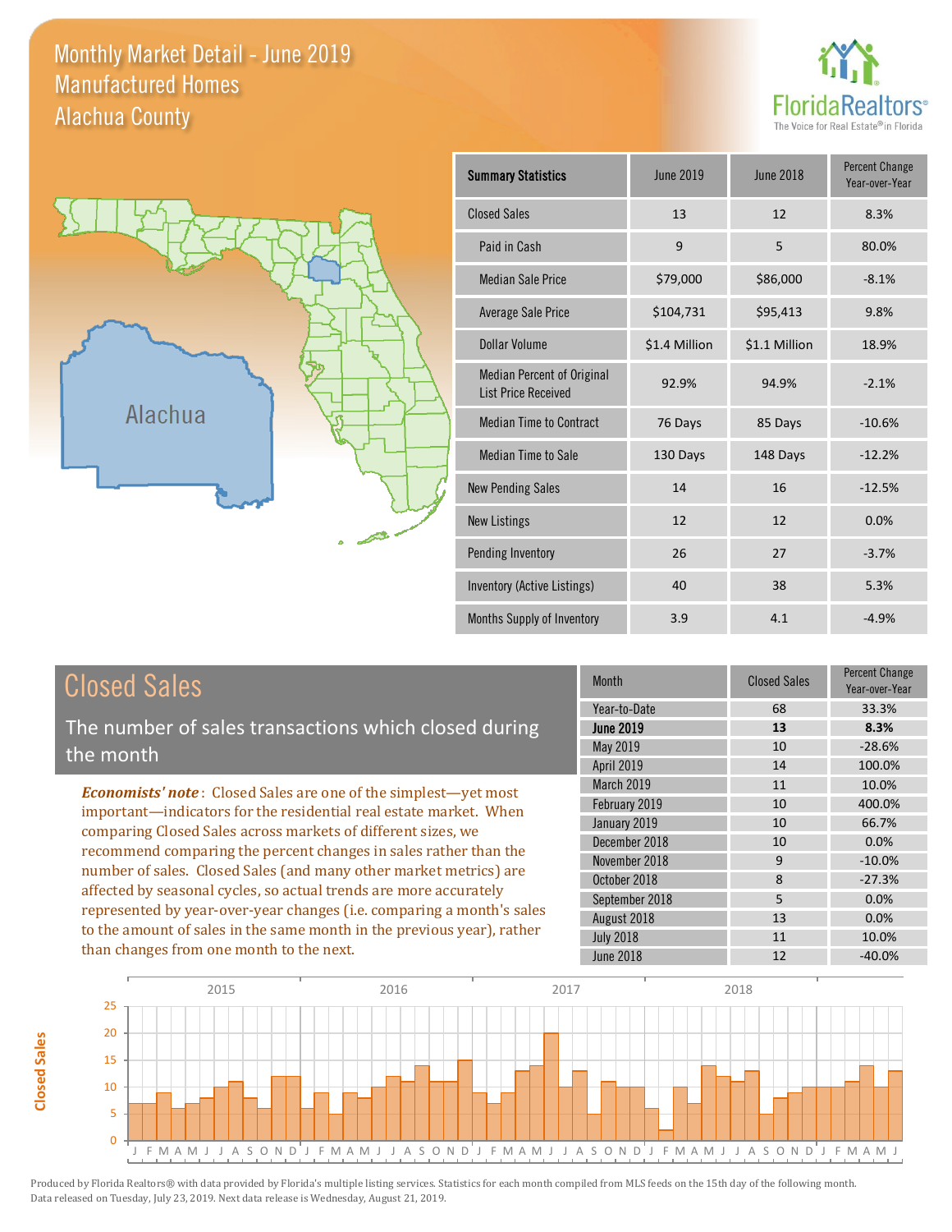# Monthly Market Detail - June 2019
## Manufactured Homes
## Alachua County

Alachua

| Summary Statistics | June 2019 | June 2018 | Percent Change Year-over-Year |
|---|---|---|---|
| Closed Sales | 13 | 12 | 8.3% |
| Paid in Cash | 9 | 5 | 80.0% |
| Median Sale Price | $79,000 | $86,000 | -8.1% |
| Average Sale Price | $104,731 | $95,413 | 9.8% |
| Dollar Volume | $1.4 Million | $1.1 Million | 18.9% |
| Median Percent of Original List Price Received | 92.9% | 94.9% | -2.1% |
| Median Time to Contract | 76 Days | 85 Days | -10.6% |
| Median Time to Sale | 130 Days | 148 Days | -12.2% |
| New Pending Sales | 14 | 16 | -12.5% |
| New Listings | 12 | 12 | 0.0% |
| Pending Inventory | 26 | 27 | -3.7% |
| Inventory (Active Listings) | 40 | 38 | 5.3% |
| Months Supply of Inventory | 3.9 | 4.1 | -4.9% |

## Closed Sales

The number of sales transactions which closed during the month

***Economists' note***: Closed Sales are one of the simplest—yet most important—indicators for the residential real estate market. When comparing Closed Sales across markets of different sizes, we recommend comparing the percent changes in sales rather than the number of sales. Closed Sales (and many other market metrics) are affected by seasonal cycles, so actual trends are more accurately represented by year-over-year changes (i.e. comparing a month's sales to the amount of sales in the same month in the previous year), rather than changes from one month to the next.

| Month | Closed Sales | Percent Change Year-over-Year |
|---|---|---|
| Year-to-Date | 68 | 33.3% |
| **June 2019** | **13** | **8.3%** |
| May 2019 | 10 | -28.6% |
| April 2019 | 14 | 100.0% |
| March 2019 | 11 | 10.0% |
| February 2019 | 10 | 400.0% |
| January 2019 | 10 | 66.7% |
| December 2018 | 10 | 0.0% |
| November 2018 | 9 | -10.0% |
| October 2018 | 8 | -27.3% |
| September 2018 | 5 | 0.0% |
| August 2018 | 13 | 0.0% |
| July 2018 | 11 | 10.0% |
| June 2018 | 12 | -40.0% |

Produced by Florida Realtors® with data provided by Florida's multiple listing services. Statistics for each month compiled from MLS feeds on the 15th day of the following month. Data released on Tuesday, July 23, 2019. Next data release is Wednesday, August 21, 2019.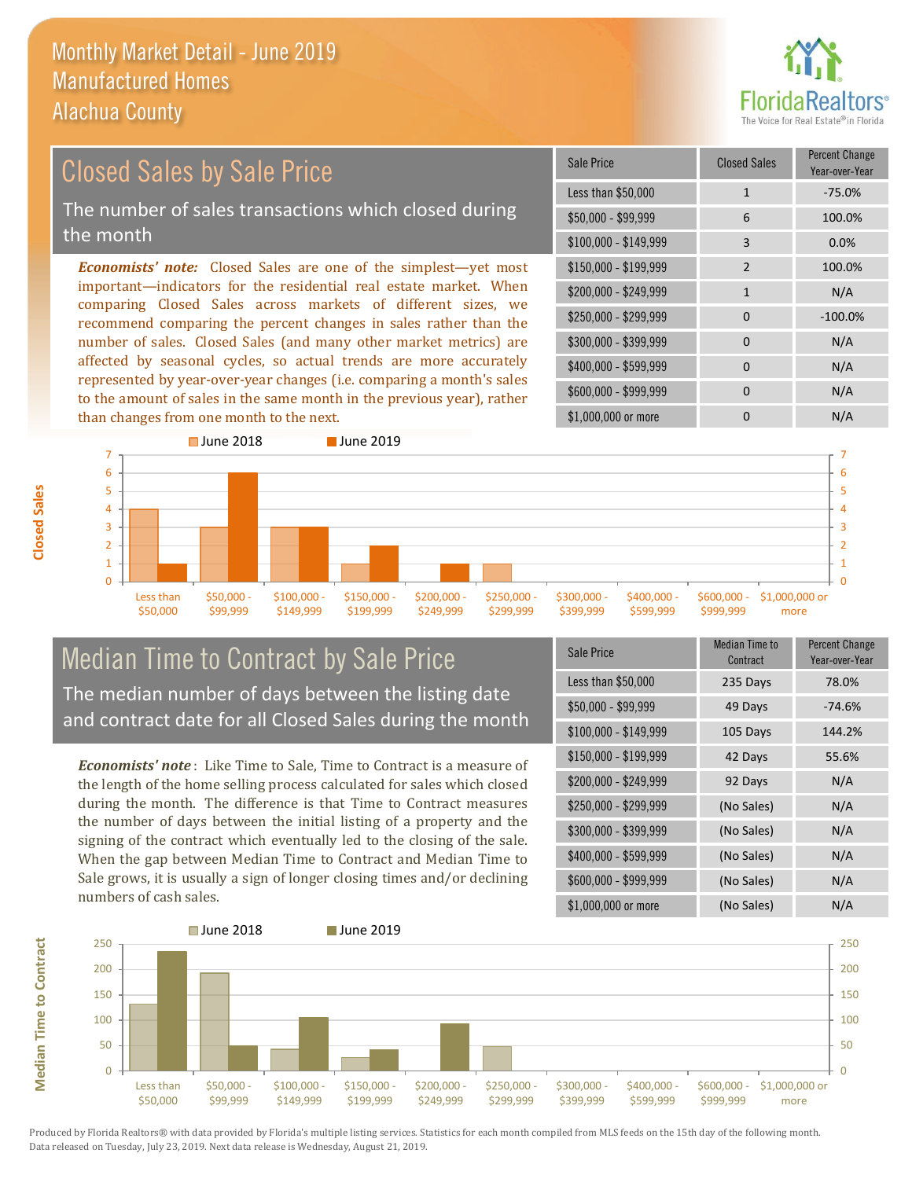# Monthly Market Detail - June 2019
## Manufactured Homes
## Alachua County

## Closed Sales by Sale Price

The number of sales transactions which closed during the month

***Economists' note:*** Closed Sales are one of the simplest—yet most important—indicators for the residential real estate market. When comparing Closed Sales across markets of different sizes, we recommend comparing the percent changes in sales rather than the number of sales. Closed Sales (and many other market metrics) are affected by seasonal cycles, so actual trends are more accurately represented by year-over-year changes (i.e. comparing a month's sales to the amount of sales in the same month in the previous year), rather than changes from one month to the next.

| Sale Price | Closed Sales | Percent Change Year-over-Year |
|---|---|---|
| Less than $50,000 | 1 | -75.0% |
| $50,000 - $99,999 | 6 | 100.0% |
| $100,000 - $149,999 | 3 | 0.0% |
| $150,000 - $199,999 | 2 | 100.0% |
| $200,000 - $249,999 | 1 | N/A |
| $250,000 - $299,999 | 0 | -100.0% |
| $300,000 - $399,999 | 0 | N/A |
| $400,000 - $599,999 | 0 | N/A |
| $600,000 - $999,999 | 0 | N/A |
| $1,000,000 or more | 0 | N/A |

## Median Time to Contract by Sale Price

The median number of days between the listing date and contract date for all Closed Sales during the month

***Economists' note*:** Like Time to Sale, Time to Contract is a measure of the length of the home selling process calculated for sales which closed during the month. The difference is that Time to Contract measures the number of days between the initial listing of a property and the signing of the contract which eventually led to the closing of the sale. When the gap between Median Time to Contract and Median Time to Sale grows, it is usually a sign of longer closing times and/or declining numbers of cash sales.

| Sale Price | Median Time to Contract | Percent Change Year-over-Year |
|---|---|---|
| Less than $50,000 | 235 Days | 78.0% |
| $50,000 - $99,999 | 49 Days | -74.6% |
| $100,000 - $149,999 | 105 Days | 144.2% |
| $150,000 - $199,999 | 42 Days | 55.6% |
| $200,000 - $249,999 | 92 Days | N/A |
| $250,000 - $299,999 | (No Sales) | N/A |
| $300,000 - $399,999 | (No Sales) | N/A |
| $400,000 - $599,999 | (No Sales) | N/A |
| $600,000 - $999,999 | (No Sales) | N/A |
| $1,000,000 or more | (No Sales) | N/A |

Produced by Florida Realtors® with data provided by Florida's multiple listing services. Statistics for each month compiled from MLS feeds on the 15th day of the following month. Data released on Tuesday, July 23, 2019. Next data release is Wednesday, August 21, 2019.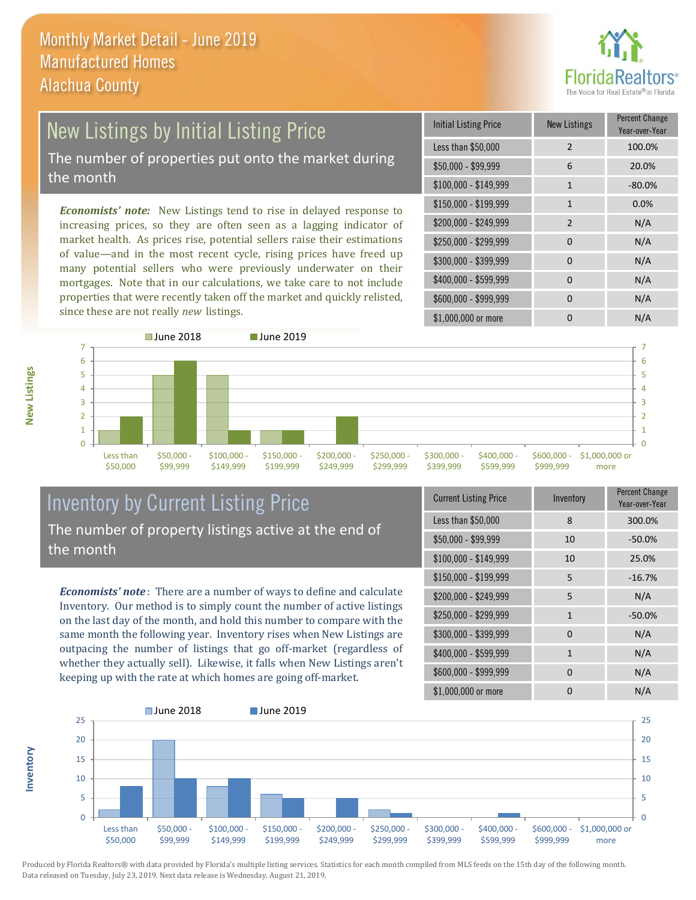# Monthly Market Detail - June 2019
## Manufactured Homes
## Alachua County

## New Listings by Initial Listing Price

The number of properties put onto the market during the month

*Economists' note:* New Listings tend to rise in delayed response to increasing prices, so they are often seen as a lagging indicator of market health. As prices rise, potential sellers raise their estimations of value—and in the most recent cycle, rising prices have freed up many potential sellers who were previously underwater on their mortgages. Note that in our calculations, we take care to not include properties that were recently taken off the market and quickly relisted, since these are not really *new* listings.

| Initial Listing Price | New Listings | Percent Change Year-over-Year |
|---|---|---|
| Less than $50,000 | 2 | 100.0% |
| $50,000 - $99,999 | 6 | 20.0% |
| $100,000 - $149,999 | 1 | -80.0% |
| $150,000 - $199,999 | 1 | 0.0% |
| $200,000 - $249,999 | 2 | N/A |
| $250,000 - $299,999 | 0 | N/A |
| $300,000 - $399,999 | 0 | N/A |
| $400,000 - $599,999 | 0 | N/A |
| $600,000 - $999,999 | 0 | N/A |
| $1,000,000 or more | 0 | N/A |

## Inventory by Current Listing Price

The number of property listings active at the end of the month

*Economists' note:* There are a number of ways to define and calculate Inventory. Our method is to simply count the number of active listings on the last day of the month, and hold this number to compare with the same month the following year. Inventory rises when New Listings are outpacing the number of listings that go off-market (regardless of whether they actually sell). Likewise, it falls when New Listings aren't keeping up with the rate at which homes are going off-market.

| Current Listing Price | Inventory | Percent Change Year-over-Year |
|---|---|---|
| Less than $50,000 | 8 | 300.0% |
| $50,000 - $99,999 | 10 | -50.0% |
| $100,000 - $149,999 | 10 | 25.0% |
| $150,000 - $199,999 | 5 | -16.7% |
| $200,000 - $249,999 | 5 | N/A |
| $250,000 - $299,999 | 1 | -50.0% |
| $300,000 - $399,999 | 0 | N/A |
| $400,000 - $599,999 | 1 | N/A |
| $600,000 - $999,999 | 0 | N/A |
| $1,000,000 or more | 0 | N/A |

Produced by Florida Realtors® with data provided by Florida's multiple listing services. Statistics for each month compiled from MLS feeds on the 15th day of the following month. Data released on Tuesday, July 23, 2019. Next data release is Wednesday, August 21, 2019.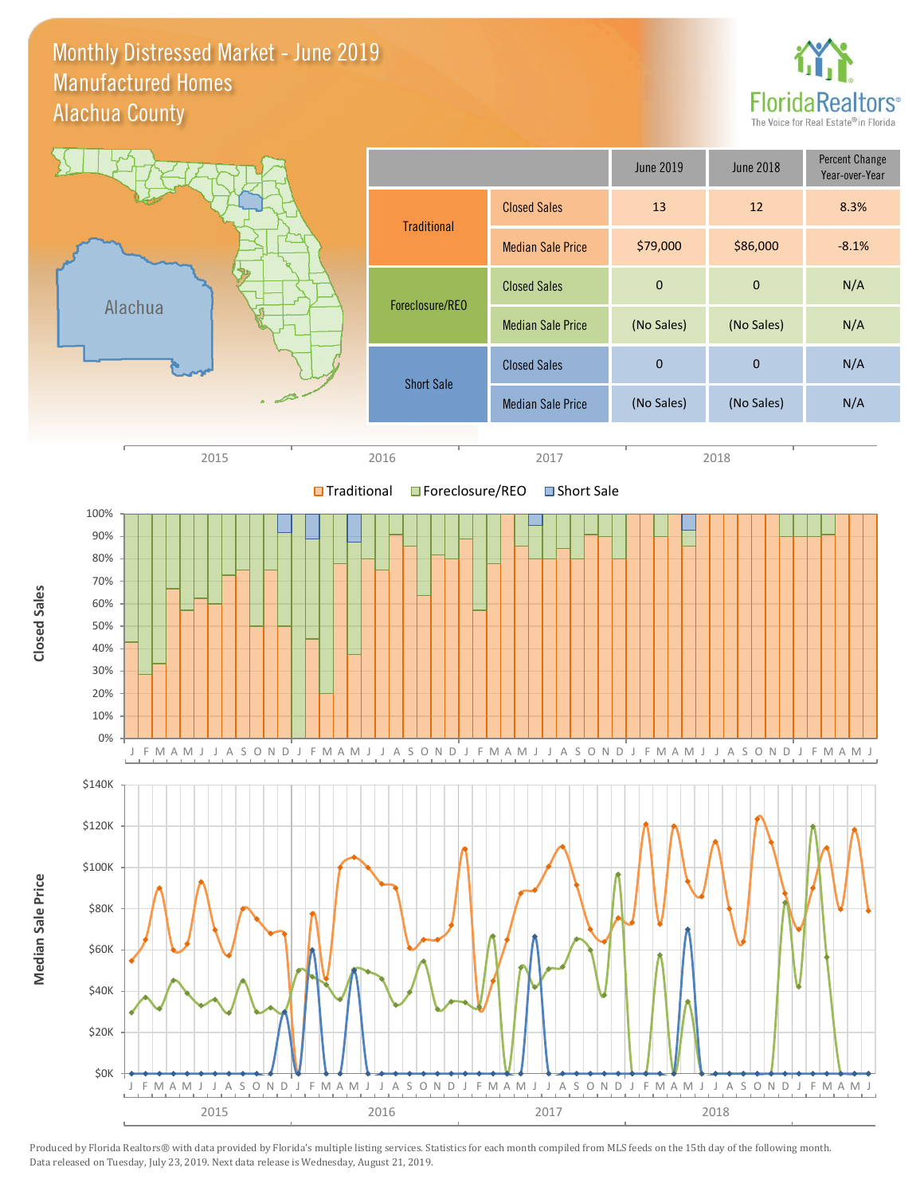# Monthly Distressed Market - June 2019
## Manufactured Homes
## Alachua County

Alachua

FloridaRealtors®
The Voice for Real Estate® in Florida

| | | June 2019 | June 2018 | Percent Change Year-over-Year |
|---|---|---|---|---|
| Traditional | Closed Sales | 13 | 12 | 8.3% |
| | Median Sale Price | $79,000 | $86,000 | -8.1% |
| Foreclosure/REO | Closed Sales | 0 | 0 | N/A |
| | Median Sale Price | (No Sales) | (No Sales) | N/A |
| Short Sale | Closed Sales | 0 | 0 | N/A |
| | Median Sale Price | (No Sales) | (No Sales) | N/A |

2015 2016 2017 2018

Traditional Foreclosure/REO Short Sale

Closed Sales

100% 90% 80% 70% 60% 50% 40% 30% 20% 10% 0%

J F M A M J J A S O N D J F M A M J J A S O N D J F M A M J J A S O N D J F M A M J J A S O N D J F M A M J

Median Sale Price

$140K $120K $100K $80K $60K $40K $20K $0K

J F M A M J J A S O N D J F M A M J J A S O N D J F M A M J J A S O N D J F M A M J J A S O N D J F M A M J

2015 2016 2017 2018

Produced by Florida Realtors® with data provided by Florida's multiple listing services. Statistics for each month compiled from MLS feeds on the 15th day of the following month. Data released on Tuesday, July 23, 2019. Next data release is Wednesday, August 21, 2019.